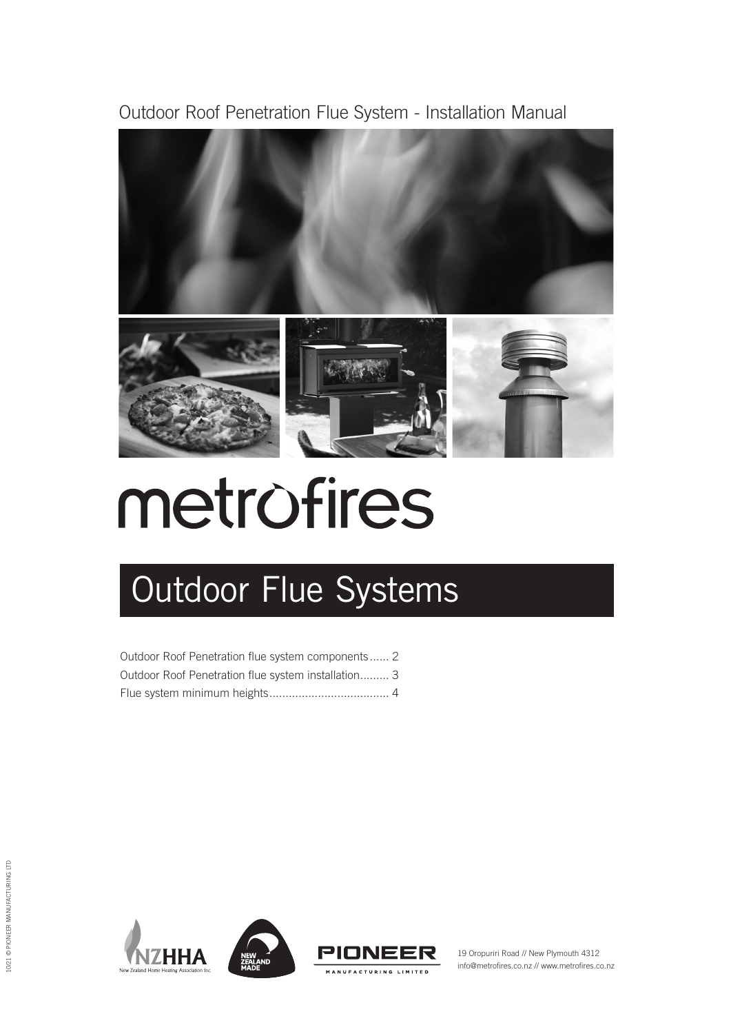Outdoor Roof Penetration Flue System - Installation Manual

metrofires

# Outdoor Flue Systems

Outdoor Roof Penetration flue system components...... 2
Outdoor Roof Penetration flue system installation......... 3
Flue system minimum heights..................................... 4

NZHHA
New Zealand Home Heating Association Inc.

NEW ZEALAND MADE

PIONEER
MANUFACTURING LIMITED

19 Oropuriri Road // New Plymouth 4312
info@metrofires.co.nz // www.metrofires.co.nz

1021 © PIONEER MANUFACTURING LTD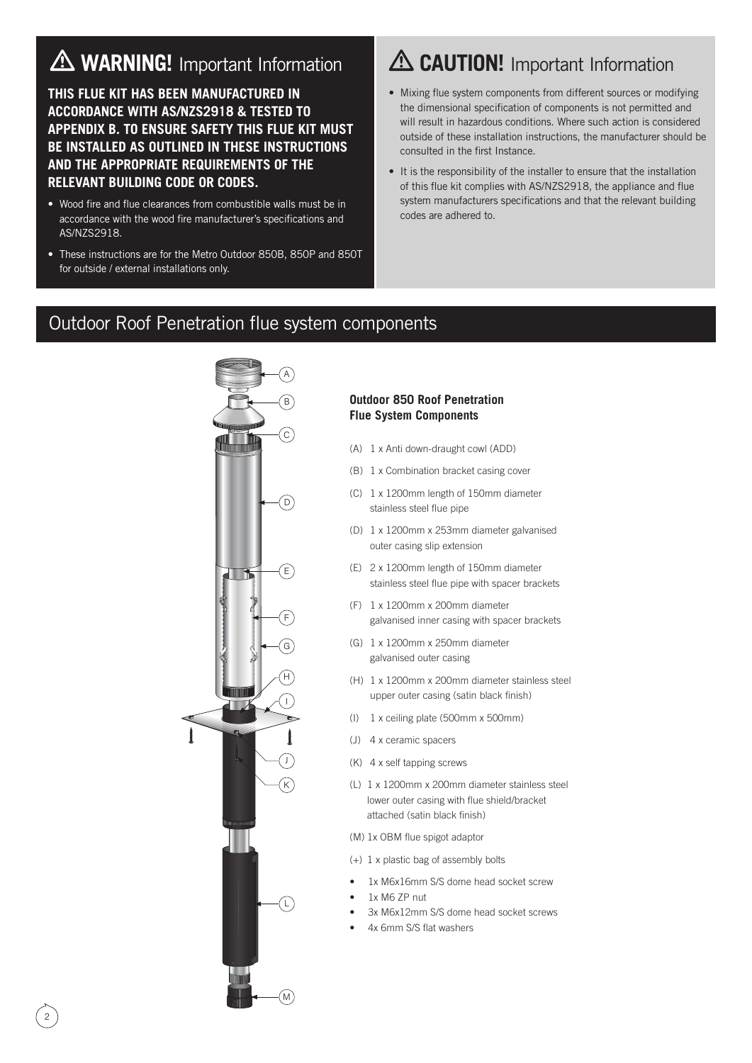## ⚠ WARNING! Important Information

**THIS FLUE KIT HAS BEEN MANUFACTURED IN ACCORDANCE WITH AS/NZS2918 & TESTED TO APPENDIX B. TO ENSURE SAFETY THIS FLUE KIT MUST BE INSTALLED AS OUTLINED IN THESE INSTRUCTIONS AND THE APPROPRIATE REQUIREMENTS OF THE RELEVANT BUILDING CODE OR CODES.**

- Wood fire and flue clearances from combustible walls must be in accordance with the wood fire manufacturer's specifications and AS/NZS2918.
- These instructions are for the Metro Outdoor 850B, 850P and 850T for outside / external installations only.

## ⚠ CAUTION! Important Information

- Mixing flue system components from different sources or modifying the dimensional specification of components is not permitted and will result in hazardous conditions. Where such action is considered outside of these installation instructions, the manufacturer should be consulted in the first Instance.
- It is the responsibility of the installer to ensure that the installation of this flue kit complies with AS/NZS2918, the appliance and flue system manufacturers specifications and that the relevant building codes are adhered to.

## Outdoor Roof Penetration flue system components

### Outdoor 850 Roof Penetration Flue System Components

(A) 1 x Anti down-draught cowl (ADD)

(B) 1 x Combination bracket casing cover

(C) 1 x 1200mm length of 150mm diameter stainless steel flue pipe

(D) 1 x 1200mm x 253mm diameter galvanised outer casing slip extension

(E) 2 x 1200mm length of 150mm diameter stainless steel flue pipe with spacer brackets

(F) 1 x 1200mm x 200mm diameter galvanised inner casing with spacer brackets

(G) 1 x 1200mm x 250mm diameter galvanised outer casing

(H) 1 x 1200mm x 200mm diameter stainless steel upper outer casing (satin black finish)

(I) 1 x ceiling plate (500mm x 500mm)

(J) 4 x ceramic spacers

(K) 4 x self tapping screws

(L) 1 x 1200mm x 200mm diameter stainless steel lower outer casing with flue shield/bracket attached (satin black finish)

(M) 1x OBM flue spigot adaptor

(+) 1 x plastic bag of assembly bolts

- 1x M6x16mm S/S dome head socket screw
- 1x M6 ZP nut
- 3x M6x12mm S/S dome head socket screws
- 4x 6mm S/S flat washers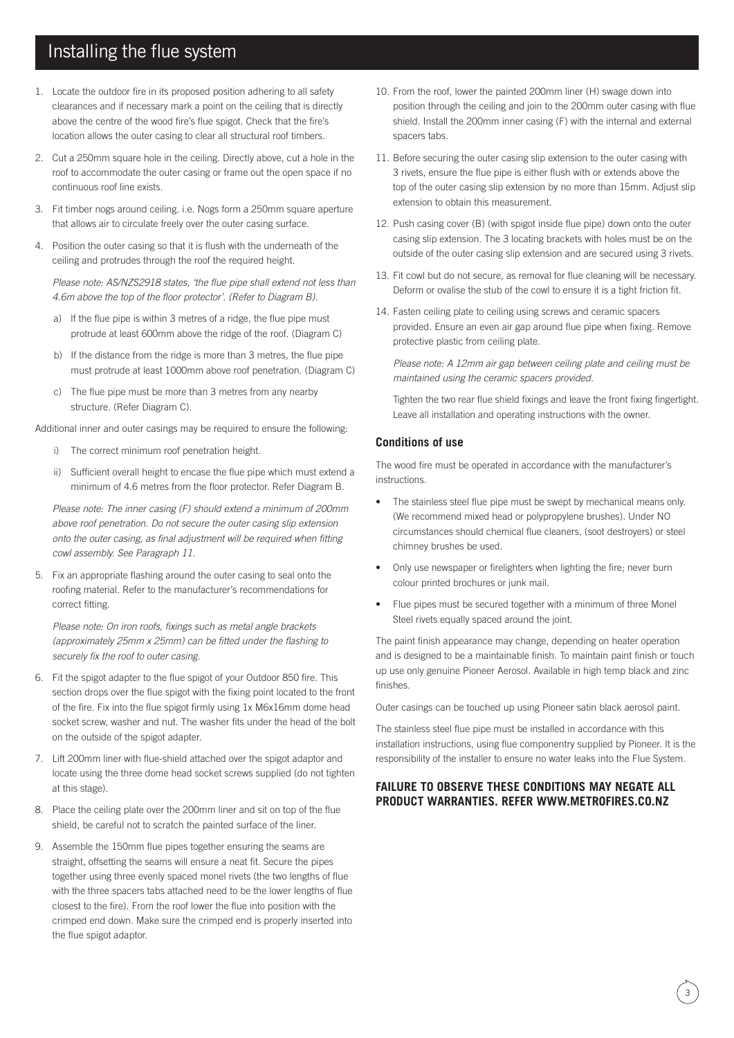# Installing the flue system

1. Locate the outdoor fire in its proposed position adhering to all safety clearances and if necessary mark a point on the ceiling that is directly above the centre of the wood fire's flue spigot. Check that the fire's location allows the outer casing to clear all structural roof timbers.
2. Cut a 250mm square hole in the ceiling. Directly above, cut a hole in the roof to accommodate the outer casing or frame out the open space if no continuous roof line exists.
3. Fit timber nogs around ceiling. i.e. Nogs form a 250mm square aperture that allows air to circulate freely over the outer casing surface.
4. Position the outer casing so that it is flush with the underneath of the ceiling and protrudes through the roof the required height.

   *Please note: AS/NZS2918 states, 'the flue pipe shall extend not less than 4.6m above the top of the floor protector'. (Refer to Diagram B).*

   a) If the flue pipe is within 3 metres of a ridge, the flue pipe must protrude at least 600mm above the ridge of the roof. (Diagram C)

   b) If the distance from the ridge is more than 3 metres, the flue pipe must protrude at least 1000mm above roof penetration. (Diagram C)

   c) The flue pipe must be more than 3 metres from any nearby structure. (Refer Diagram C).

Additional inner and outer casings may be required to ensure the following:

   i) The correct minimum roof penetration height.

   ii) Sufficient overall height to encase the flue pipe which must extend a minimum of 4.6 metres from the floor protector. Refer Diagram B.

   *Please note: The inner casing (F) should extend a minimum of 200mm above roof penetration. Do not secure the outer casing slip extension onto the outer casing, as final adjustment will be required when fitting cowl assembly. See Paragraph 11.*

5. Fix an appropriate flashing around the outer casing to seal onto the roofing material. Refer to the manufacturer's recommendations for correct fitting.

   *Please note: On iron roofs, fixings such as metal angle brackets (approximately 25mm x 25mm) can be fitted under the flashing to securely fix the roof to outer casing.*

6. Fit the spigot adapter to the flue spigot of your Outdoor 850 fire. This section drops over the flue spigot with the fixing point located to the front of the fire. Fix into the flue spigot firmly using 1x M6x16mm dome head socket screw, washer and nut. The washer fits under the head of the bolt on the outside of the spigot adapter.
7. Lift 200mm liner with flue-shield attached over the spigot adaptor and locate using the three dome head socket screws supplied (do not tighten at this stage).
8. Place the ceiling plate over the 200mm liner and sit on top of the flue shield, be careful not to scratch the painted surface of the liner.
9. Assemble the 150mm flue pipes together ensuring the seams are straight, offsetting the seams will ensure a neat fit. Secure the pipes together using three evenly spaced monel rivets (the two lengths of flue with the three spacers tabs attached need to be the lower lengths of flue closest to the fire). From the roof lower the flue into position with the crimped end down. Make sure the crimped end is properly inserted into the flue spigot adaptor.
10. From the roof, lower the painted 200mm liner (H) swage down into position through the ceiling and join to the 200mm outer casing with flue shield. Install the 200mm inner casing (F) with the internal and external spacers tabs.
11. Before securing the outer casing slip extension to the outer casing with 3 rivets, ensure the flue pipe is either flush with or extends above the top of the outer casing slip extension by no more than 15mm. Adjust slip extension to obtain this measurement.
12. Push casing cover (B) (with spigot inside flue pipe) down onto the outer casing slip extension. The 3 locating brackets with holes must be on the outside of the outer casing slip extension and are secured using 3 rivets.
13. Fit cowl but do not secure, as removal for flue cleaning will be necessary. Deform or ovalise the stub of the cowl to ensure it is a tight friction fit.
14. Fasten ceiling plate to ceiling using screws and ceramic spacers provided. Ensure an even air gap around flue pipe when fixing. Remove protective plastic from ceiling plate.

    *Please note: A 12mm air gap between ceiling plate and ceiling must be maintained using the ceramic spacers provided.*

    Tighten the two rear flue shield fixings and leave the front fixing fingertight. Leave all installation and operating instructions with the owner.

### Conditions of use

The wood fire must be operated in accordance with the manufacturer's instructions.

- The stainless steel flue pipe must be swept by mechanical means only. (We recommend mixed head or polypropylene brushes). Under NO circumstances should chemical flue cleaners, (soot destroyers) or steel chimney brushes be used.
- Only use newspaper or firelighters when lighting the fire; never burn colour printed brochures or junk mail.
- Flue pipes must be secured together with a minimum of three Monel Steel rivets equally spaced around the joint.

The paint finish appearance may change, depending on heater operation and is designed to be a maintainable finish. To maintain paint finish or touch up use only genuine Pioneer Aerosol. Available in high temp black and zinc finishes.

Outer casings can be touched up using Pioneer satin black aerosol paint.

The stainless steel flue pipe must be installed in accordance with this installation instructions, using flue componentry supplied by Pioneer. It is the responsibility of the installer to ensure no water leaks into the Flue System.

**FAILURE TO OBSERVE THESE CONDITIONS MAY NEGATE ALL PRODUCT WARRANTIES. REFER WWW.METROFIRES.CO.NZ**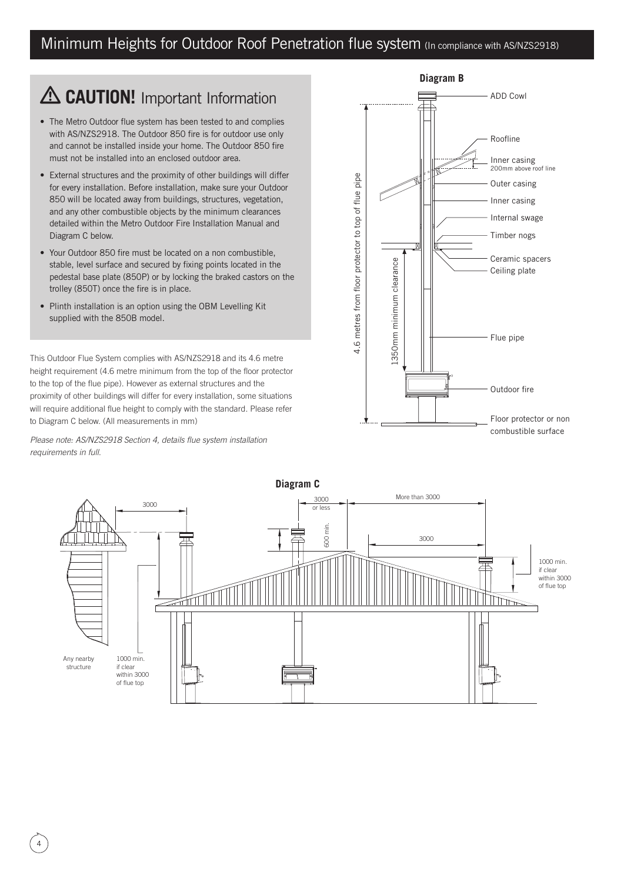# Minimum Heights for Outdoor Roof Penetration flue system (In compliance with AS/NZS2918)

## ⚠ CAUTION! Important Information

- The Metro Outdoor flue system has been tested to and complies with AS/NZS2918. The Outdoor 850 fire is for outdoor use only and cannot be installed inside your home. The Outdoor 850 fire must not be installed into an enclosed outdoor area.
- External structures and the proximity of other buildings will differ for every installation. Before installation, make sure your Outdoor 850 will be located away from buildings, structures, vegetation, and any other combustible objects by the minimum clearances detailed within the Metro Outdoor Fire Installation Manual and Diagram C below.
- Your Outdoor 850 fire must be located on a non combustible, stable, level surface and secured by fixing points located in the pedestal base plate (850P) or by locking the braked castors on the trolley (850T) once the fire is in place.
- Plinth installation is an option using the OBM Levelling Kit supplied with the 850B model.

This Outdoor Flue System complies with AS/NZS2918 and its 4.6 metre height requirement (4.6 metre minimum from the top of the floor protector to the top of the flue pipe). However as external structures and the proximity of other buildings will differ for every installation, some situations will require additional flue height to comply with the standard. Please refer to Diagram C below. (All measurements in mm)

*Please note: AS/NZS2918 Section 4, details flue system installation requirements in full.*

**Diagram B**

ADD Cowl

Roofline

Inner casing
200mm above roof line

Outer casing

Inner casing

Internal swage

Timber nogs

Ceramic spacers

Ceiling plate

Flue pipe

Outdoor fire

Floor protector or non combustible surface

4.6 metres from floor protector to top of flue pipe

1350mm minimum clearance

**Diagram C**

3000

3000
or less

600 min.

More than 3000

3000

1000 min.
if clear
within 3000
of flue top

Any nearby structure

1000 min.
if clear
within 3000
of flue top